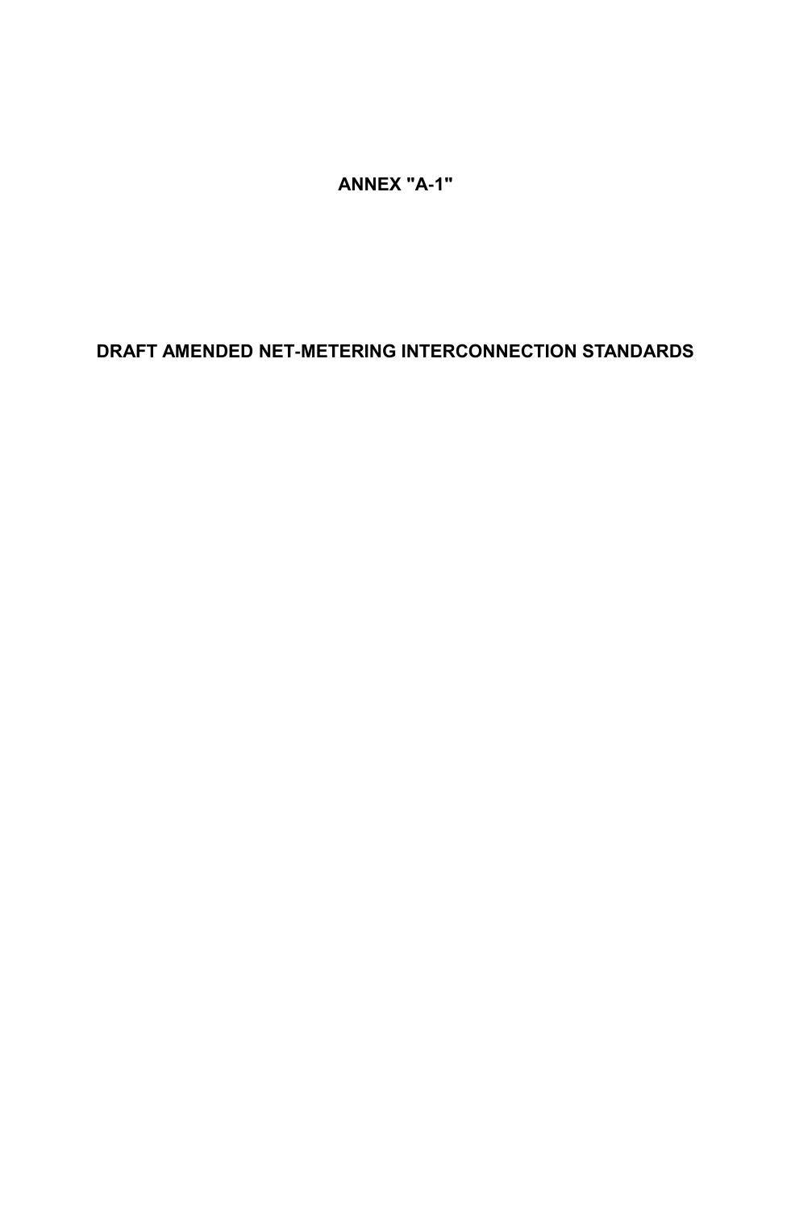# ANNEX "A-1"

# DRAFT AMENDED NET-METERING INTERCONNECTION STANDARDS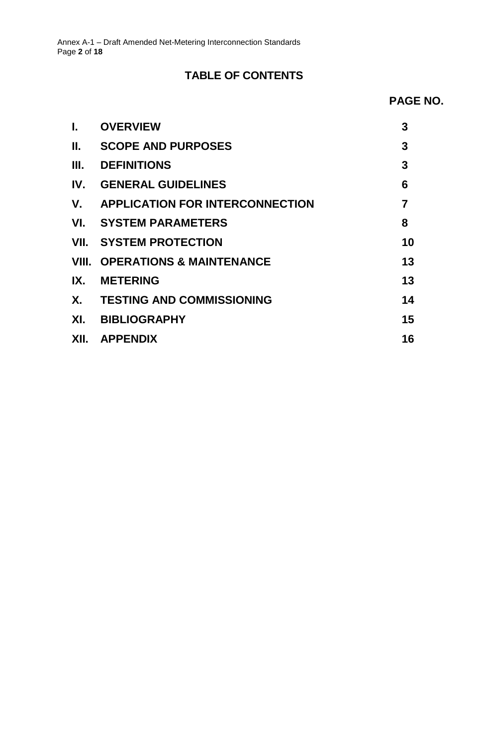## TABLE OF CONTENTS

| | | PAGE NO. |
|---|---|---|
| I. | OVERVIEW | 3 |
| II. | SCOPE AND PURPOSES | 3 |
| III. | DEFINITIONS | 3 |
| IV. | GENERAL GUIDELINES | 6 |
| V. | APPLICATION FOR INTERCONNECTION | 7 |
| VI. | SYSTEM PARAMETERS | 8 |
| VII. | SYSTEM PROTECTION | 10 |
| VIII. | OPERATIONS & MAINTENANCE | 13 |
| IX. | METERING | 13 |
| X. | TESTING AND COMMISSIONING | 14 |
| XI. | BIBLIOGRAPHY | 15 |
| XII. | APPENDIX | 16 |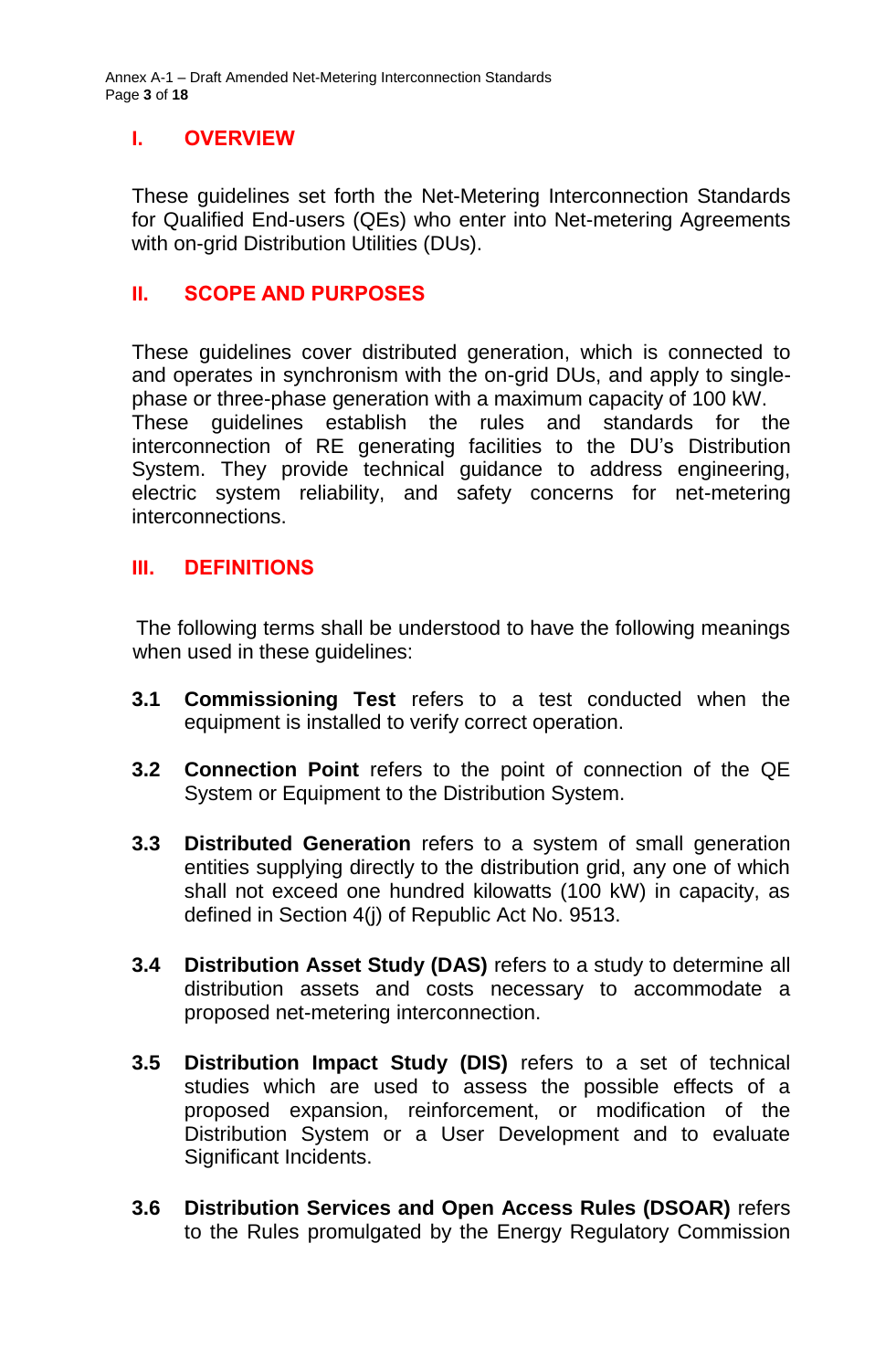## I. OVERVIEW

These guidelines set forth the Net-Metering Interconnection Standards for Qualified End-users (QEs) who enter into Net-metering Agreements with on-grid Distribution Utilities (DUs).

## II. SCOPE AND PURPOSES

These guidelines cover distributed generation, which is connected to and operates in synchronism with the on-grid DUs, and apply to single-phase or three-phase generation with a maximum capacity of 100 kW. These guidelines establish the rules and standards for the interconnection of RE generating facilities to the DU's Distribution System. They provide technical guidance to address engineering, electric system reliability, and safety concerns for net-metering interconnections.

## III. DEFINITIONS

The following terms shall be understood to have the following meanings when used in these guidelines:

**3.1 Commissioning Test** refers to a test conducted when the equipment is installed to verify correct operation.

**3.2 Connection Point** refers to the point of connection of the QE System or Equipment to the Distribution System.

**3.3 Distributed Generation** refers to a system of small generation entities supplying directly to the distribution grid, any one of which shall not exceed one hundred kilowatts (100 kW) in capacity, as defined in Section 4(j) of Republic Act No. 9513.

**3.4 Distribution Asset Study (DAS)** refers to a study to determine all distribution assets and costs necessary to accommodate a proposed net-metering interconnection.

**3.5 Distribution Impact Study (DIS)** refers to a set of technical studies which are used to assess the possible effects of a proposed expansion, reinforcement, or modification of the Distribution System or a User Development and to evaluate Significant Incidents.

**3.6 Distribution Services and Open Access Rules (DSOAR)** refers to the Rules promulgated by the Energy Regulatory Commission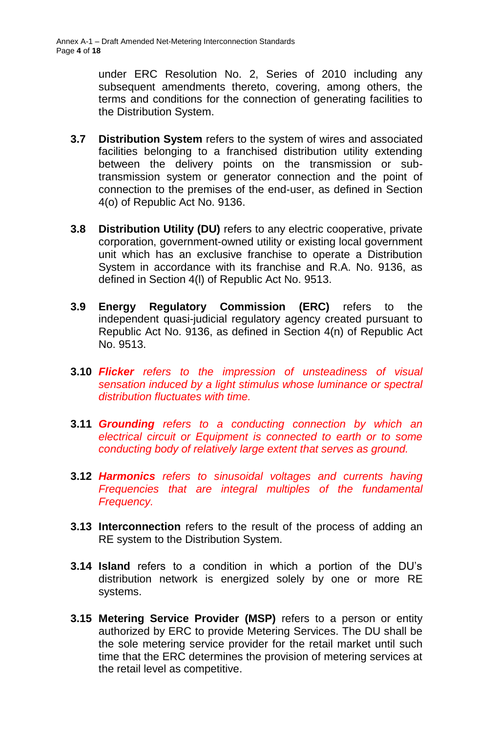under ERC Resolution No. 2, Series of 2010 including any subsequent amendments thereto, covering, among others, the terms and conditions for the connection of generating facilities to the Distribution System.

**3.7** **Distribution System** refers to the system of wires and associated facilities belonging to a franchised distribution utility extending between the delivery points on the transmission or sub-transmission system or generator connection and the point of connection to the premises of the end-user, as defined in Section 4(o) of Republic Act No. 9136.

**3.8** **Distribution Utility (DU)** refers to any electric cooperative, private corporation, government-owned utility or existing local government unit which has an exclusive franchise to operate a Distribution System in accordance with its franchise and R.A. No. 9136, as defined in Section 4(l) of Republic Act No. 9513.

**3.9** **Energy Regulatory Commission (ERC)** refers to the independent quasi-judicial regulatory agency created pursuant to Republic Act No. 9136, as defined in Section 4(n) of Republic Act No. 9513.

**3.10** ***Flicker*** *refers to the impression of unsteadiness of visual sensation induced by a light stimulus whose luminance or spectral distribution fluctuates with time.*

**3.11** ***Grounding*** *refers to a conducting connection by which an electrical circuit or Equipment is connected to earth or to some conducting body of relatively large extent that serves as ground.*

**3.12** ***Harmonics*** *refers to sinusoidal voltages and currents having Frequencies that are integral multiples of the fundamental Frequency.*

**3.13** **Interconnection** refers to the result of the process of adding an RE system to the Distribution System.

**3.14** **Island** refers to a condition in which a portion of the DU's distribution network is energized solely by one or more RE systems.

**3.15** **Metering Service Provider (MSP)** refers to a person or entity authorized by ERC to provide Metering Services. The DU shall be the sole metering service provider for the retail market until such time that the ERC determines the provision of metering services at the retail level as competitive.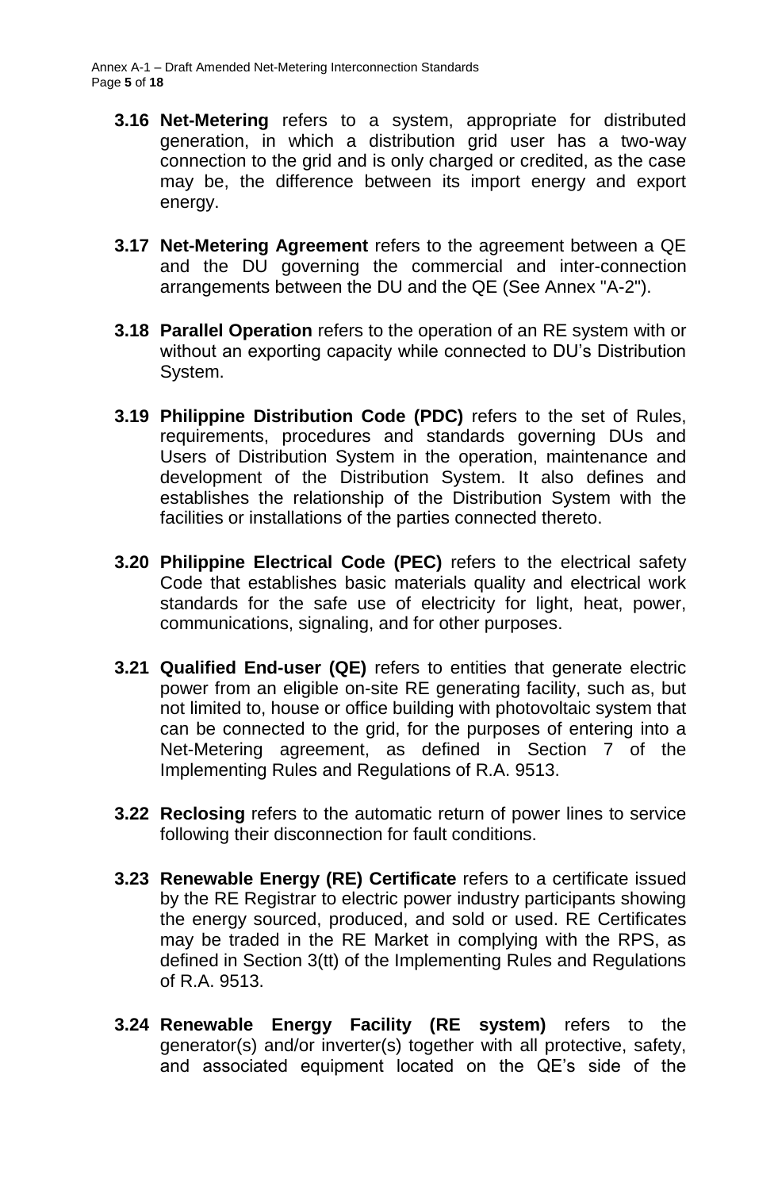**3.16 Net-Metering** refers to a system, appropriate for distributed generation, in which a distribution grid user has a two-way connection to the grid and is only charged or credited, as the case may be, the difference between its import energy and export energy.

**3.17 Net-Metering Agreement** refers to the agreement between a QE and the DU governing the commercial and inter-connection arrangements between the DU and the QE (See Annex "A-2").

**3.18 Parallel Operation** refers to the operation of an RE system with or without an exporting capacity while connected to DU's Distribution System.

**3.19 Philippine Distribution Code (PDC)** refers to the set of Rules, requirements, procedures and standards governing DUs and Users of Distribution System in the operation, maintenance and development of the Distribution System. It also defines and establishes the relationship of the Distribution System with the facilities or installations of the parties connected thereto.

**3.20 Philippine Electrical Code (PEC)** refers to the electrical safety Code that establishes basic materials quality and electrical work standards for the safe use of electricity for light, heat, power, communications, signaling, and for other purposes.

**3.21 Qualified End-user (QE)** refers to entities that generate electric power from an eligible on-site RE generating facility, such as, but not limited to, house or office building with photovoltaic system that can be connected to the grid, for the purposes of entering into a Net-Metering agreement, as defined in Section 7 of the Implementing Rules and Regulations of R.A. 9513.

**3.22 Reclosing** refers to the automatic return of power lines to service following their disconnection for fault conditions.

**3.23 Renewable Energy (RE) Certificate** refers to a certificate issued by the RE Registrar to electric power industry participants showing the energy sourced, produced, and sold or used. RE Certificates may be traded in the RE Market in complying with the RPS, as defined in Section 3(tt) of the Implementing Rules and Regulations of R.A. 9513.

**3.24 Renewable Energy Facility (RE system)** refers to the generator(s) and/or inverter(s) together with all protective, safety, and associated equipment located on the QE's side of the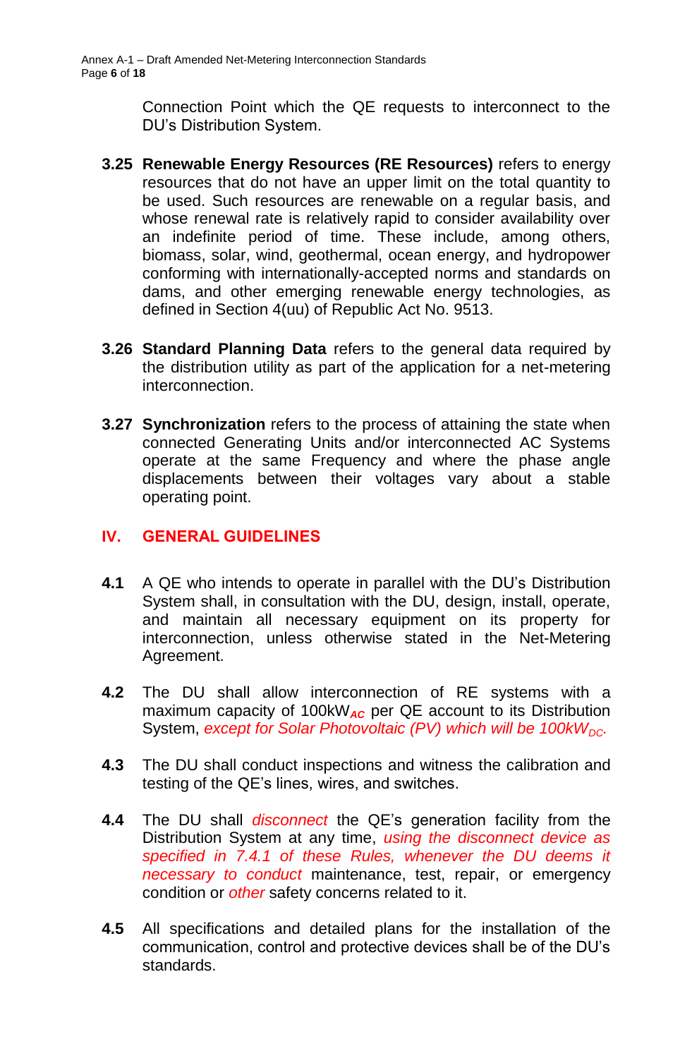Connection Point which the QE requests to interconnect to the DU's Distribution System.

**3.25 Renewable Energy Resources (RE Resources)** refers to energy resources that do not have an upper limit on the total quantity to be used. Such resources are renewable on a regular basis, and whose renewal rate is relatively rapid to consider availability over an indefinite period of time. These include, among others, biomass, solar, wind, geothermal, ocean energy, and hydropower conforming with internationally-accepted norms and standards on dams, and other emerging renewable energy technologies, as defined in Section 4(uu) of Republic Act No. 9513.

**3.26 Standard Planning Data** refers to the general data required by the distribution utility as part of the application for a net-metering interconnection.

**3.27 Synchronization** refers to the process of attaining the state when connected Generating Units and/or interconnected AC Systems operate at the same Frequency and where the phase angle displacements between their voltages vary about a stable operating point.

## IV. GENERAL GUIDELINES

**4.1** A QE who intends to operate in parallel with the DU's Distribution System shall, in consultation with the DU, design, install, operate, and maintain all necessary equipment on its property for interconnection, unless otherwise stated in the Net-Metering Agreement.

**4.2** The DU shall allow interconnection of RE systems with a maximum capacity of $100kW_{AC}$ per QE account to its Distribution System, *except for Solar Photovoltaic (PV) which will be* $100kW_{DC}$*.*

**4.3** The DU shall conduct inspections and witness the calibration and testing of the QE's lines, wires, and switches.

**4.4** The DU shall *disconnect* the QE's generation facility from the Distribution System at any time, *using the disconnect device as specified in 7.4.1 of these Rules, whenever the DU deems it necessary to conduct* maintenance, test, repair, or emergency condition or *other* safety concerns related to it.

**4.5** All specifications and detailed plans for the installation of the communication, control and protective devices shall be of the DU's standards.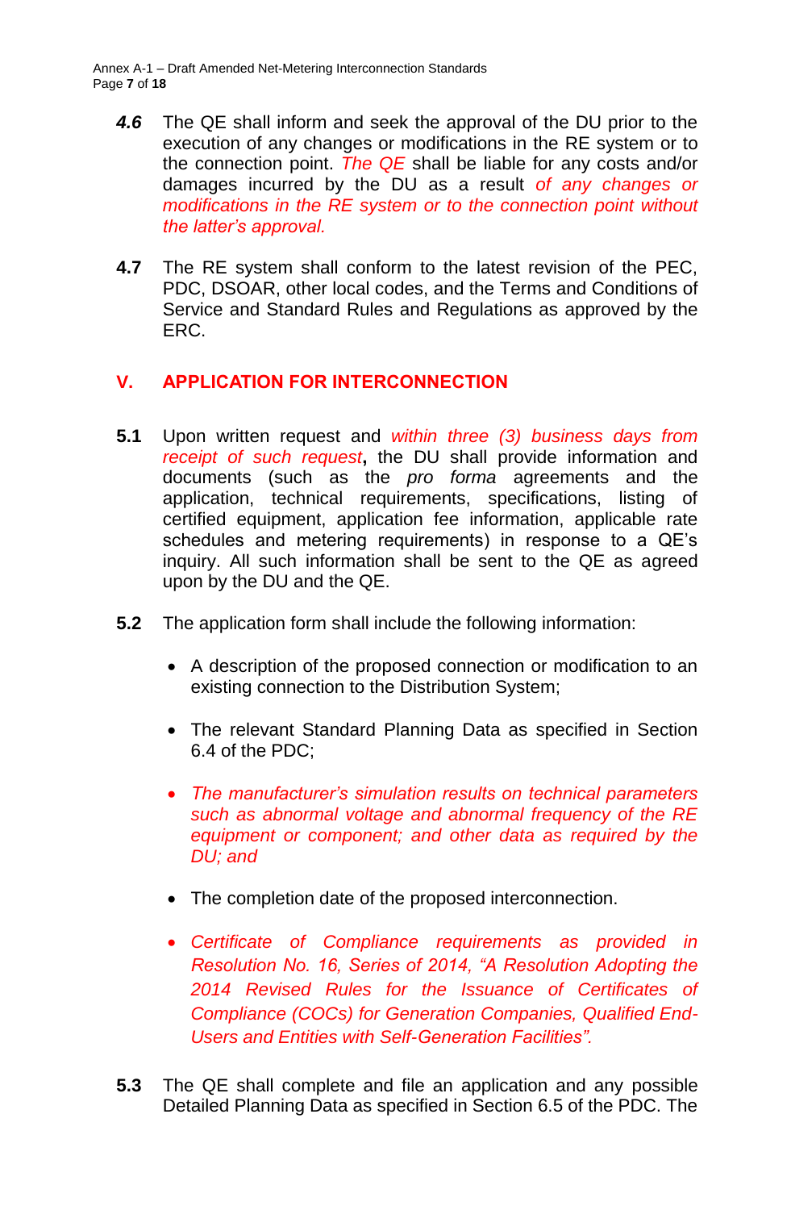***4.6*** The QE shall inform and seek the approval of the DU prior to the execution of any changes or modifications in the RE system or to the connection point. *The QE* shall be liable for any costs and/or damages incurred by the DU as a result *of any changes or modifications in the RE system or to the connection point without the latter's approval.*

**4.7** The RE system shall conform to the latest revision of the PEC, PDC, DSOAR, other local codes, and the Terms and Conditions of Service and Standard Rules and Regulations as approved by the ERC.

## V. APPLICATION FOR INTERCONNECTION

**5.1** Upon written request and *within three (3) business days from receipt of such request*, the DU shall provide information and documents (such as the *pro forma* agreements and the application, technical requirements, specifications, listing of certified equipment, application fee information, applicable rate schedules and metering requirements) in response to a QE's inquiry. All such information shall be sent to the QE as agreed upon by the DU and the QE.

**5.2** The application form shall include the following information:

- A description of the proposed connection or modification to an existing connection to the Distribution System;
- The relevant Standard Planning Data as specified in Section 6.4 of the PDC;
- *The manufacturer's simulation results on technical parameters such as abnormal voltage and abnormal frequency of the RE equipment or component; and other data as required by the DU; and*
- The completion date of the proposed interconnection.
- *Certificate of Compliance requirements as provided in Resolution No. 16, Series of 2014, "A Resolution Adopting the 2014 Revised Rules for the Issuance of Certificates of Compliance (COCs) for Generation Companies, Qualified End-Users and Entities with Self-Generation Facilities".*

**5.3** The QE shall complete and file an application and any possible Detailed Planning Data as specified in Section 6.5 of the PDC. The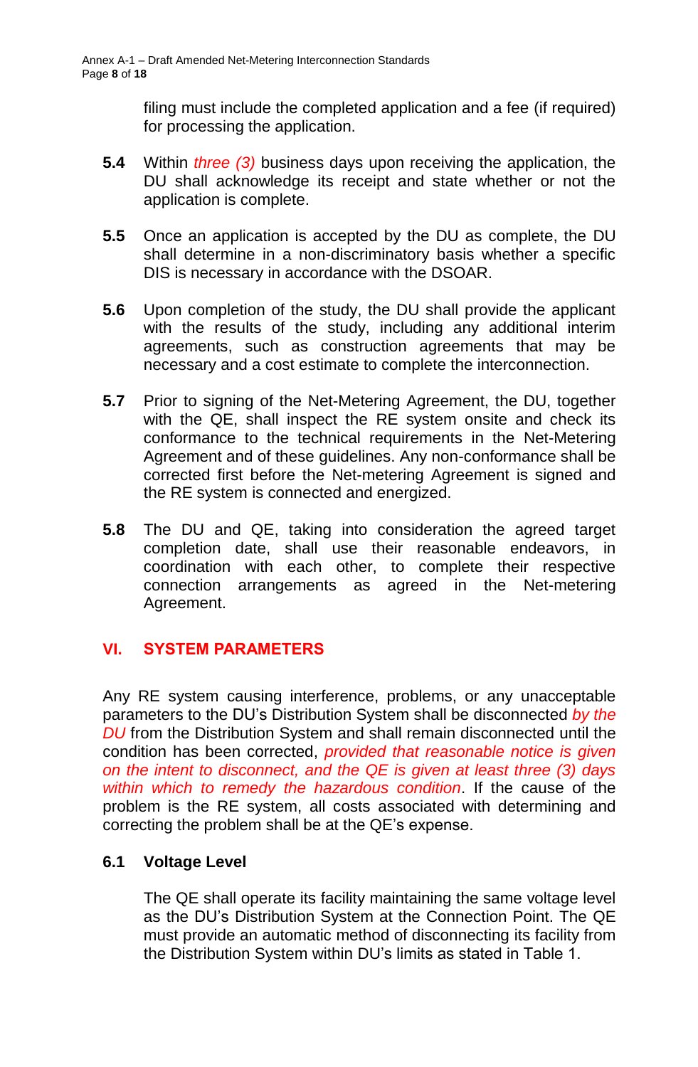filing must include the completed application and a fee (if required) for processing the application.

**5.4** Within *three (3)* business days upon receiving the application, the DU shall acknowledge its receipt and state whether or not the application is complete.

**5.5** Once an application is accepted by the DU as complete, the DU shall determine in a non-discriminatory basis whether a specific DIS is necessary in accordance with the DSOAR.

**5.6** Upon completion of the study, the DU shall provide the applicant with the results of the study, including any additional interim agreements, such as construction agreements that may be necessary and a cost estimate to complete the interconnection.

**5.7** Prior to signing of the Net-Metering Agreement, the DU, together with the QE, shall inspect the RE system onsite and check its conformance to the technical requirements in the Net-Metering Agreement and of these guidelines. Any non-conformance shall be corrected first before the Net-metering Agreement is signed and the RE system is connected and energized.

**5.8** The DU and QE, taking into consideration the agreed target completion date, shall use their reasonable endeavors, in coordination with each other, to complete their respective connection arrangements as agreed in the Net-metering Agreement.

## VI. SYSTEM PARAMETERS

Any RE system causing interference, problems, or any unacceptable parameters to the DU's Distribution System shall be disconnected *by the DU* from the Distribution System and shall remain disconnected until the condition has been corrected, *provided that reasonable notice is given on the intent to disconnect, and the QE is given at least three (3) days within which to remedy the hazardous condition*. If the cause of the problem is the RE system, all costs associated with determining and correcting the problem shall be at the QE's expense.

### 6.1 Voltage Level

The QE shall operate its facility maintaining the same voltage level as the DU's Distribution System at the Connection Point. The QE must provide an automatic method of disconnecting its facility from the Distribution System within DU's limits as stated in Table 1.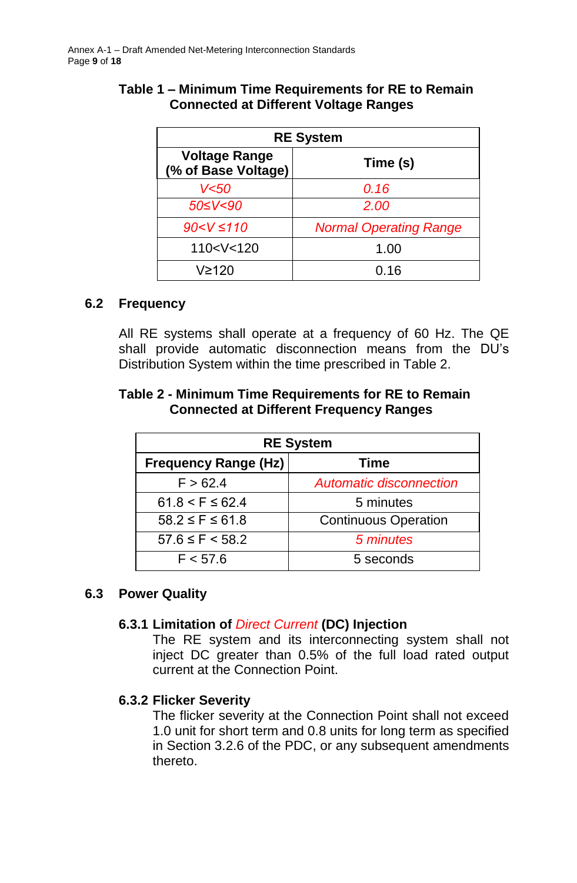**Table 1 – Minimum Time Requirements for RE to Remain Connected at Different Voltage Ranges**

| RE System | |
|---|---|
| **Voltage Range (% of Base Voltage)** | **Time (s)** |
| *V<50* | *0.16* |
| *50≤V<90* | *2.00* |
| *90<V ≤110* | *Normal Operating Range* |
| 110<V<120 | 1.00 |
| V≥120 | 0.16 |

## 6.2 Frequency

All RE systems shall operate at a frequency of 60 Hz. The QE shall provide automatic disconnection means from the DU's Distribution System within the time prescribed in Table 2.

**Table 2 - Minimum Time Requirements for RE to Remain Connected at Different Frequency Ranges**

| RE System | |
|---|---|
| **Frequency Range (Hz)** | **Time** |
| F > 62.4 | *Automatic disconnection* |
| 61.8 < F ≤ 62.4 | 5 minutes |
| 58.2 ≤ F ≤ 61.8 | Continuous Operation |
| 57.6 ≤ F < 58.2 | *5 minutes* |
| F < 57.6 | 5 seconds |

## 6.3 Power Quality

### 6.3.1 Limitation of *Direct Current* (DC) Injection

The RE system and its interconnecting system shall not inject DC greater than 0.5% of the full load rated output current at the Connection Point.

### 6.3.2 Flicker Severity

The flicker severity at the Connection Point shall not exceed 1.0 unit for short term and 0.8 units for long term as specified in Section 3.2.6 of the PDC, or any subsequent amendments thereto.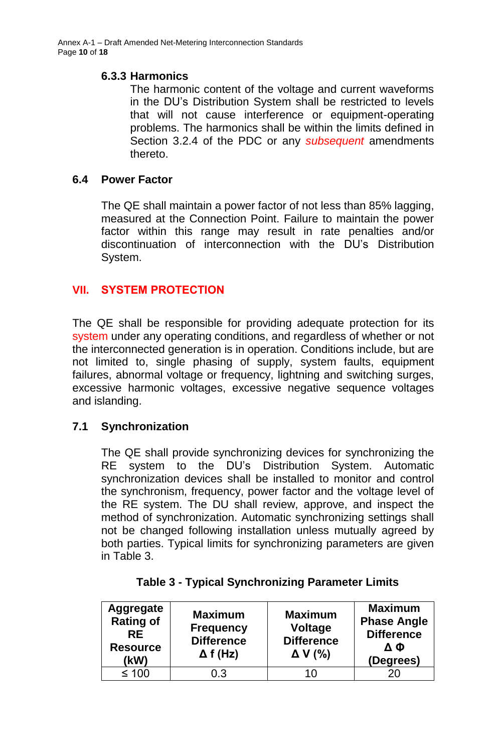### 6.3.3 Harmonics

The harmonic content of the voltage and current waveforms in the DU's Distribution System shall be restricted to levels that will not cause interference or equipment-operating problems. The harmonics shall be within the limits defined in Section 3.2.4 of the PDC or any *subsequent* amendments thereto.

### 6.4 Power Factor

The QE shall maintain a power factor of not less than 85% lagging, measured at the Connection Point. Failure to maintain the power factor within this range may result in rate penalties and/or discontinuation of interconnection with the DU's Distribution System.

## VII. SYSTEM PROTECTION

The QE shall be responsible for providing adequate protection for its system under any operating conditions, and regardless of whether or not the interconnected generation is in operation. Conditions include, but are not limited to, single phasing of supply, system faults, equipment failures, abnormal voltage or frequency, lightning and switching surges, excessive harmonic voltages, excessive negative sequence voltages and islanding.

### 7.1 Synchronization

The QE shall provide synchronizing devices for synchronizing the RE system to the DU's Distribution System. Automatic synchronization devices shall be installed to monitor and control the synchronism, frequency, power factor and the voltage level of the RE system. The DU shall review, approve, and inspect the method of synchronization. Automatic synchronizing settings shall not be changed following installation unless mutually agreed by both parties. Typical limits for synchronizing parameters are given in Table 3.

**Table 3 - Typical Synchronizing Parameter Limits**

| Aggregate Rating of RE Resource (kW) | Maximum Frequency Difference $\Delta f$ (Hz) | Maximum Voltage Difference $\Delta V$ (%) | Maximum Phase Angle Difference $\Delta \Phi$ (Degrees) |
|---|---|---|---|
| ≤ 100 | 0.3 | 10 | 20 |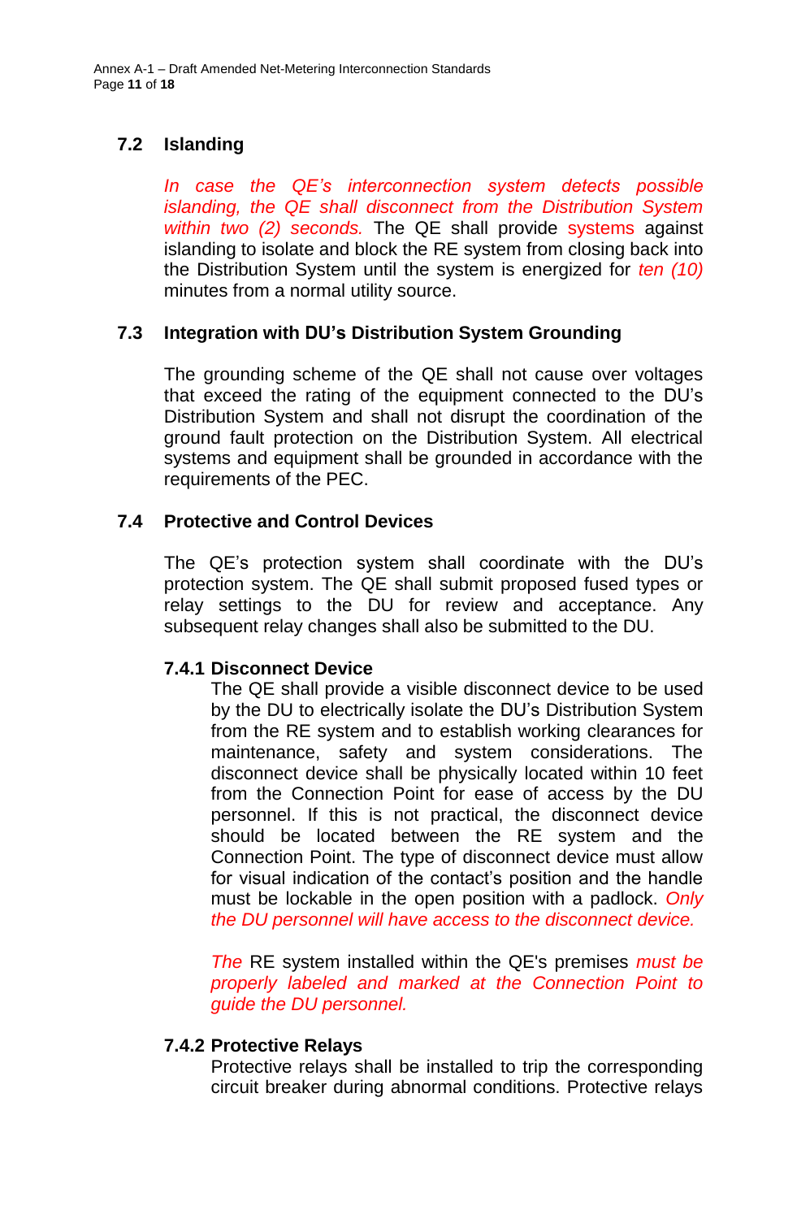### 7.2 Islanding

*In case the QE's interconnection system detects possible islanding, the QE shall disconnect from the Distribution System within two (2) seconds.* The QE shall provide systems against islanding to isolate and block the RE system from closing back into the Distribution System until the system is energized for *ten (10)* minutes from a normal utility source.

### 7.3 Integration with DU's Distribution System Grounding

The grounding scheme of the QE shall not cause over voltages that exceed the rating of the equipment connected to the DU's Distribution System and shall not disrupt the coordination of the ground fault protection on the Distribution System. All electrical systems and equipment shall be grounded in accordance with the requirements of the PEC.

### 7.4 Protective and Control Devices

The QE's protection system shall coordinate with the DU's protection system. The QE shall submit proposed fused types or relay settings to the DU for review and acceptance. Any subsequent relay changes shall also be submitted to the DU.

#### 7.4.1 Disconnect Device

The QE shall provide a visible disconnect device to be used by the DU to electrically isolate the DU's Distribution System from the RE system and to establish working clearances for maintenance, safety and system considerations. The disconnect device shall be physically located within 10 feet from the Connection Point for ease of access by the DU personnel. If this is not practical, the disconnect device should be located between the RE system and the Connection Point. The type of disconnect device must allow for visual indication of the contact's position and the handle must be lockable in the open position with a padlock. *Only the DU personnel will have access to the disconnect device.*

*The* RE system installed within the QE's premises *must be properly labeled and marked at the Connection Point to guide the DU personnel.*

#### 7.4.2 Protective Relays

Protective relays shall be installed to trip the corresponding circuit breaker during abnormal conditions. Protective relays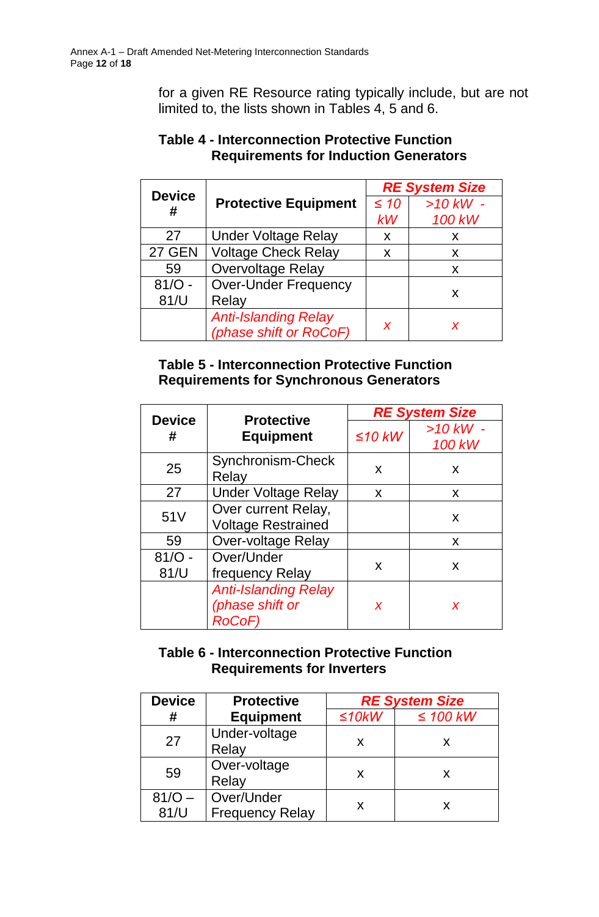for a given RE Resource rating typically include, but are not limited to, the lists shown in Tables 4, 5 and 6.

**Table 4 - Interconnection Protective Function Requirements for Induction Generators**

| Device # | Protective Equipment | *RE System Size* | |
|---|---|---|---|
| | | *≤ 10 kW* | *>10 kW - 100 kW* |
| 27 | Under Voltage Relay | x | x |
| 27 GEN | Voltage Check Relay | x | x |
| 59 | Overvoltage Relay | | x |
| 81/O - 81/U | Over-Under Frequency Relay | | x |
| | *Anti-Islanding Relay (phase shift or RoCoF)* | *x* | *x* |

**Table 5 - Interconnection Protective Function Requirements for Synchronous Generators**

| Device # | Protective Equipment | *RE System Size* | |
|---|---|---|---|
| | | *≤10 kW* | *>10 kW - 100 kW* |
| 25 | Synchronism-Check Relay | x | x |
| 27 | Under Voltage Relay | x | x |
| 51V | Over current Relay, Voltage Restrained | | x |
| 59 | Over-voltage Relay | | x |
| 81/O - 81/U | Over/Under frequency Relay | x | x |
| | *Anti-Islanding Relay (phase shift or RoCoF)* | *x* | *x* |

**Table 6 - Interconnection Protective Function Requirements for Inverters**

| Device # | Protective Equipment | *RE System Size* | |
|---|---|---|---|
| | | *≤10kW* | *≤ 100 kW* |
| 27 | Under-voltage Relay | x | x |
| 59 | Over-voltage Relay | x | x |
| 81/O – 81/U | Over/Under Frequency Relay | x | x |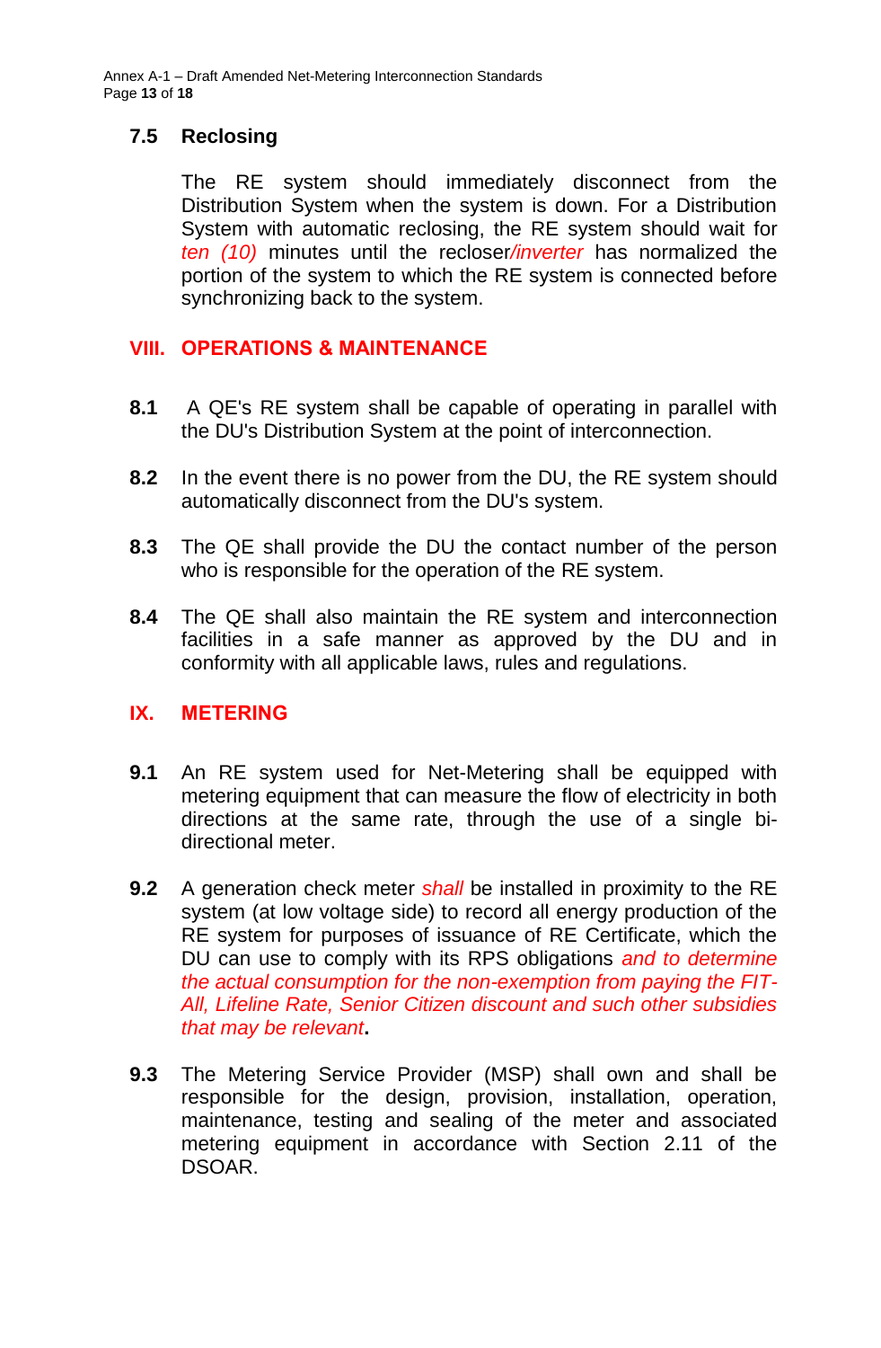### 7.5 Reclosing

The RE system should immediately disconnect from the Distribution System when the system is down. For a Distribution System with automatic reclosing, the RE system should wait for *ten (10)* minutes until the recloser*/inverter* has normalized the portion of the system to which the RE system is connected before synchronizing back to the system.

## VIII. OPERATIONS & MAINTENANCE

**8.1** A QE's RE system shall be capable of operating in parallel with the DU's Distribution System at the point of interconnection.

**8.2** In the event there is no power from the DU, the RE system should automatically disconnect from the DU's system.

**8.3** The QE shall provide the DU the contact number of the person who is responsible for the operation of the RE system.

**8.4** The QE shall also maintain the RE system and interconnection facilities in a safe manner as approved by the DU and in conformity with all applicable laws, rules and regulations.

## IX. METERING

**9.1** An RE system used for Net-Metering shall be equipped with metering equipment that can measure the flow of electricity in both directions at the same rate, through the use of a single bi-directional meter.

**9.2** A generation check meter *shall* be installed in proximity to the RE system (at low voltage side) to record all energy production of the RE system for purposes of issuance of RE Certificate, which the DU can use to comply with its RPS obligations *and to determine the actual consumption for the non-exemption from paying the FIT-All, Lifeline Rate, Senior Citizen discount and such other subsidies that may be relevant***.**

**9.3** The Metering Service Provider (MSP) shall own and shall be responsible for the design, provision, installation, operation, maintenance, testing and sealing of the meter and associated metering equipment in accordance with Section 2.11 of the DSOAR.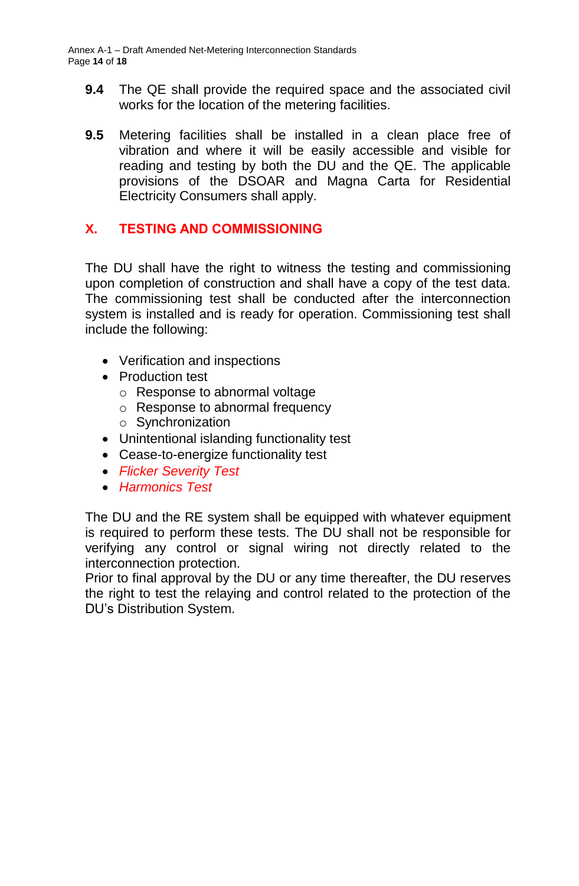**9.4** The QE shall provide the required space and the associated civil works for the location of the metering facilities.

**9.5** Metering facilities shall be installed in a clean place free of vibration and where it will be easily accessible and visible for reading and testing by both the DU and the QE. The applicable provisions of the DSOAR and Magna Carta for Residential Electricity Consumers shall apply.

## X. TESTING AND COMMISSIONING

The DU shall have the right to witness the testing and commissioning upon completion of construction and shall have a copy of the test data. The commissioning test shall be conducted after the interconnection system is installed and is ready for operation. Commissioning test shall include the following:

- Verification and inspections
- Production test
  - Response to abnormal voltage
  - Response to abnormal frequency
  - Synchronization
- Unintentional islanding functionality test
- Cease-to-energize functionality test
- *Flicker Severity Test*
- *Harmonics Test*

The DU and the RE system shall be equipped with whatever equipment is required to perform these tests. The DU shall not be responsible for verifying any control or signal wiring not directly related to the interconnection protection.

Prior to final approval by the DU or any time thereafter, the DU reserves the right to test the relaying and control related to the protection of the DU's Distribution System.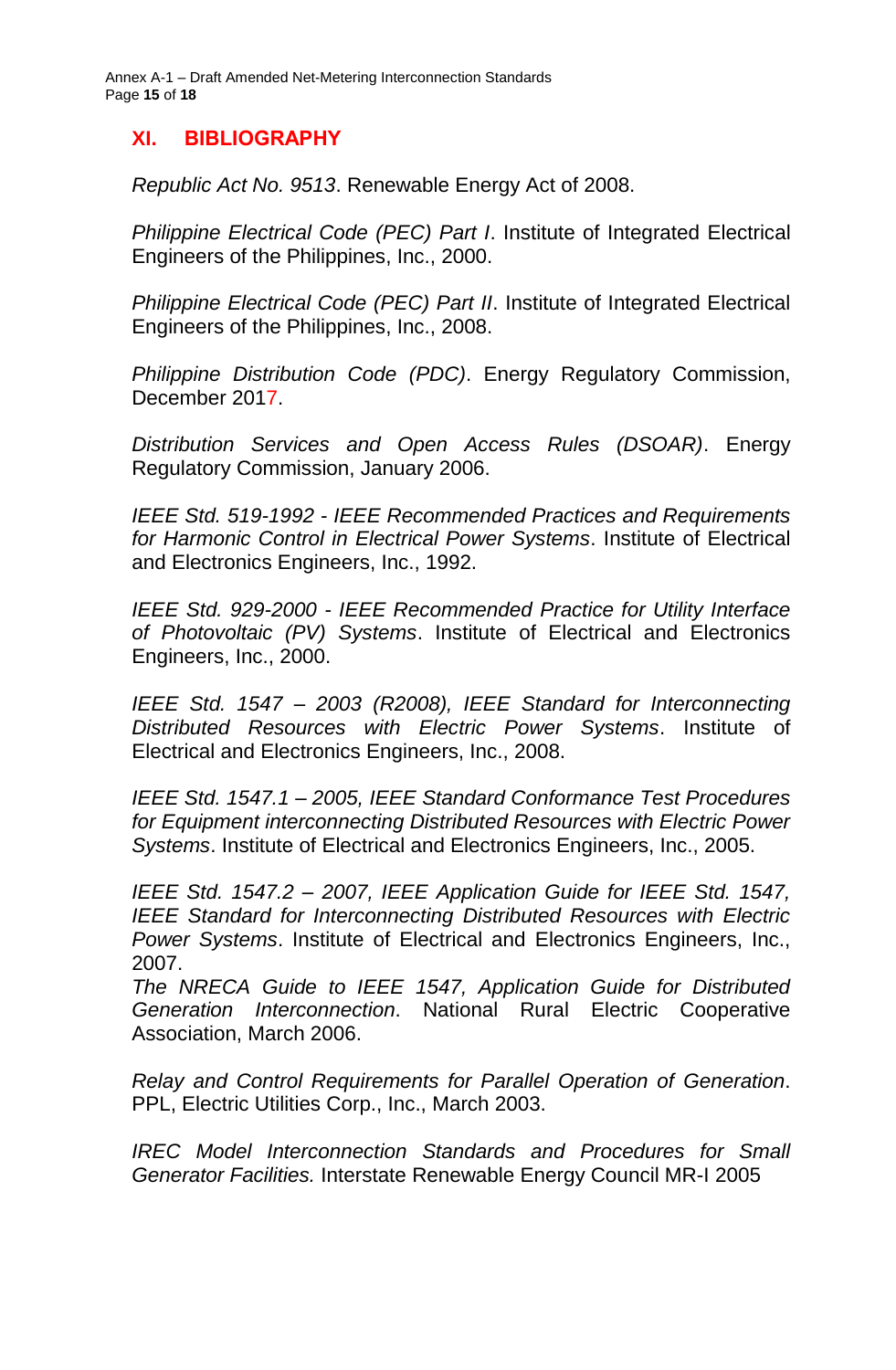## XI. BIBLIOGRAPHY

*Republic Act No. 9513*. Renewable Energy Act of 2008.

*Philippine Electrical Code (PEC) Part I*. Institute of Integrated Electrical Engineers of the Philippines, Inc., 2000.

*Philippine Electrical Code (PEC) Part II*. Institute of Integrated Electrical Engineers of the Philippines, Inc., 2008.

*Philippine Distribution Code (PDC)*. Energy Regulatory Commission, December 2017.

*Distribution Services and Open Access Rules (DSOAR)*. Energy Regulatory Commission, January 2006.

*IEEE Std. 519-1992 - IEEE Recommended Practices and Requirements for Harmonic Control in Electrical Power Systems*. Institute of Electrical and Electronics Engineers, Inc., 1992.

*IEEE Std. 929-2000 - IEEE Recommended Practice for Utility Interface of Photovoltaic (PV) Systems*. Institute of Electrical and Electronics Engineers, Inc., 2000.

*IEEE Std. 1547 – 2003 (R2008), IEEE Standard for Interconnecting Distributed Resources with Electric Power Systems*. Institute of Electrical and Electronics Engineers, Inc., 2008.

*IEEE Std. 1547.1 – 2005, IEEE Standard Conformance Test Procedures for Equipment interconnecting Distributed Resources with Electric Power Systems*. Institute of Electrical and Electronics Engineers, Inc., 2005.

*IEEE Std. 1547.2 – 2007, IEEE Application Guide for IEEE Std. 1547, IEEE Standard for Interconnecting Distributed Resources with Electric Power Systems*. Institute of Electrical and Electronics Engineers, Inc., 2007.

*The NRECA Guide to IEEE 1547, Application Guide for Distributed Generation Interconnection*. National Rural Electric Cooperative Association, March 2006.

*Relay and Control Requirements for Parallel Operation of Generation*. PPL, Electric Utilities Corp., Inc., March 2003.

*IREC Model Interconnection Standards and Procedures for Small Generator Facilities.* Interstate Renewable Energy Council MR-I 2005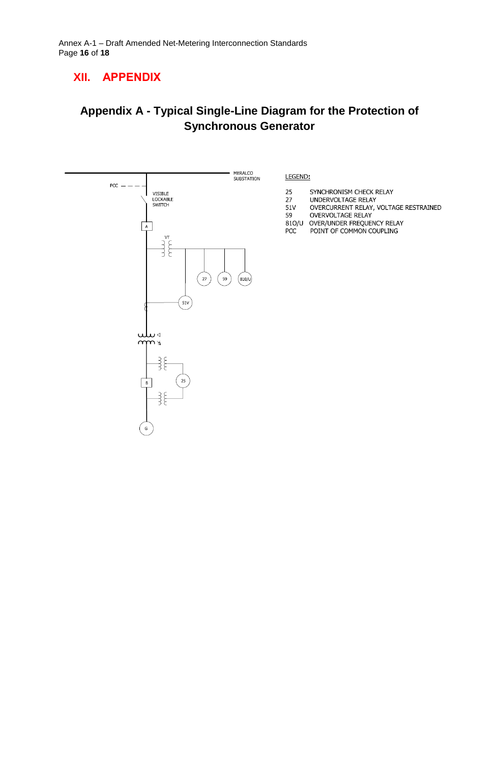# XII. APPENDIX

## Appendix A - Typical Single-Line Diagram for the Protection of Synchronous Generator

MERALCO SUBSTATION

PCC

VISIBLE LOCKABLE SWITCH

A

VT

27 59 81O/U

51V

25

B

G

LEGEND:

| | |
|---|---|
| 25 | SYNCHRONISM CHECK RELAY |
| 27 | UNDERVOLTAGE RELAY |
| 51V | OVERCURRENT RELAY, VOLTAGE RESTRAINED |
| 59 | OVERVOLTAGE RELAY |
| 81O/U | OVER/UNDER FREQUENCY RELAY |
| PCC | POINT OF COMMON COUPLING |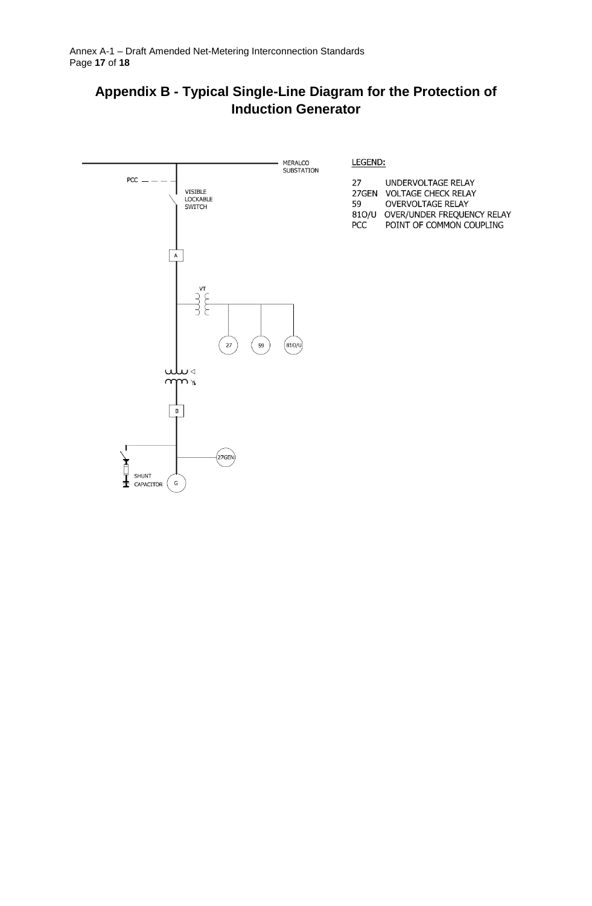# Appendix B - Typical Single-Line Diagram for the Protection of Induction Generator

MERALCO SUBSTATION

PCC

VISIBLE LOCKABLE SWITCH

A

VT

27 59 81O/U

B

27GEN

SHUNT CAPACITOR

G

LEGEND:

| | |
|---|---|
| 27 | UNDERVOLTAGE RELAY |
| 27GEN | VOLTAGE CHECK RELAY |
| 59 | OVERVOLTAGE RELAY |
| 81O/U | OVER/UNDER FREQUENCY RELAY |
| PCC | POINT OF COMMON COUPLING |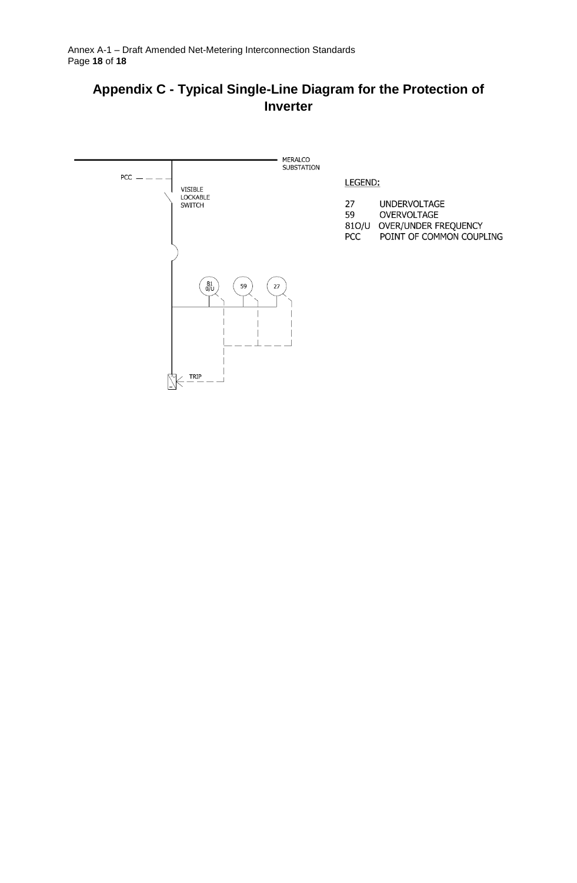# Appendix C - Typical Single-Line Diagram for the Protection of Inverter

MERALCO SUBSTATION

PCC

VISIBLE LOCKABLE SWITCH

81 O/U

59

27

TRIP

LEGEND:

27 UNDERVOLTAGE
59 OVERVOLTAGE
81O/U OVER/UNDER FREQUENCY
PCC POINT OF COMMON COUPLING